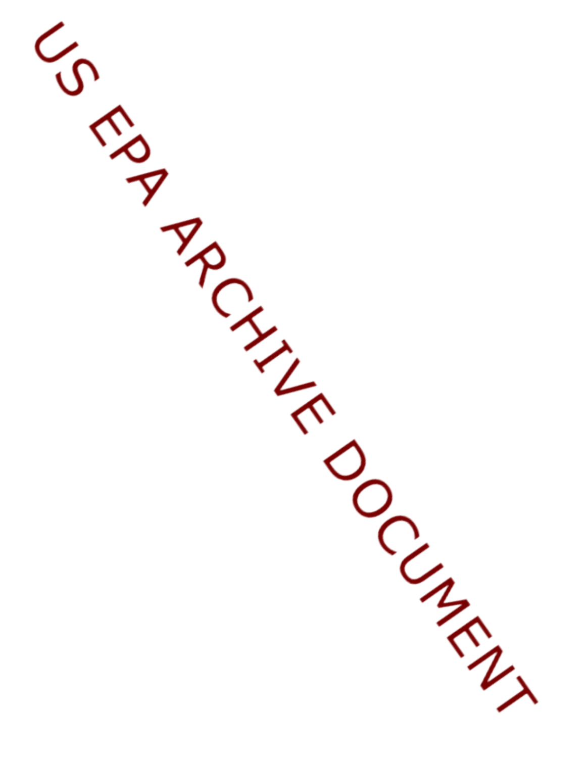US EPA ARCHIVE DOCUMENT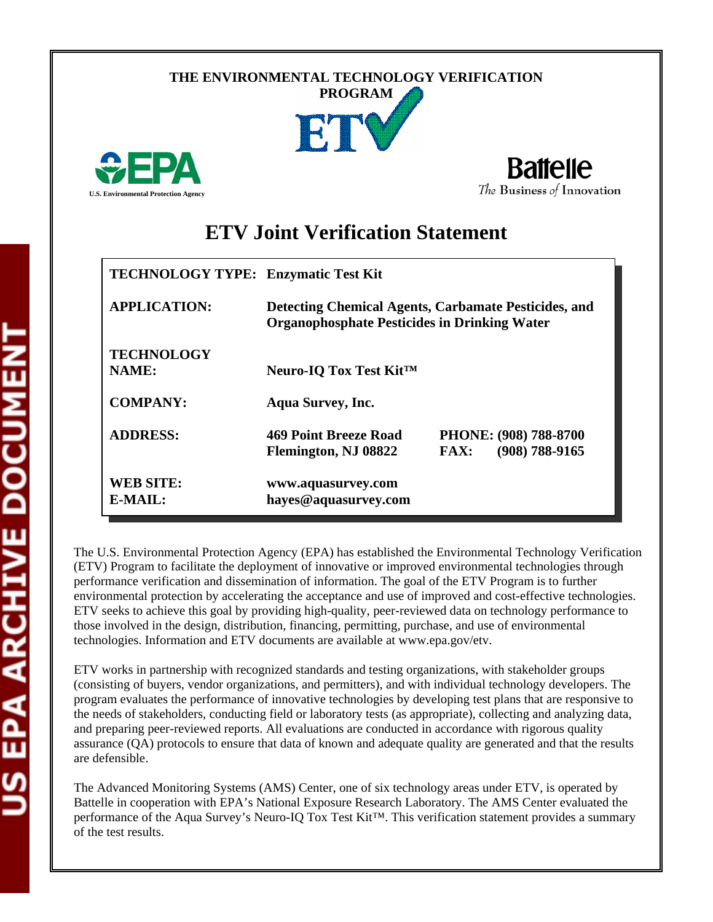THE ENVIRONMENTAL TECHNOLOGY VERIFICATION PROGRAM

# ETV Joint Verification Statement

| | | |
|---|---|---|
| **TECHNOLOGY TYPE:** | **Enzymatic Test Kit** | |
| **APPLICATION:** | **Detecting Chemical Agents, Carbamate Pesticides, and Organophosphate Pesticides in Drinking Water** | |
| **TECHNOLOGY NAME:** | **Neuro-IQ Tox Test Kit™** | |
| **COMPANY:** | **Aqua Survey, Inc.** | |
| **ADDRESS:** | **469 Point Breeze Road Flemington, NJ 08822** | **PHONE: (908) 788-8700 FAX: (908) 788-9165** |
| **WEB SITE: E-MAIL:** | **www.aquasurvey.com hayes@aquasurvey.com** | |

The U.S. Environmental Protection Agency (EPA) has established the Environmental Technology Verification (ETV) Program to facilitate the deployment of innovative or improved environmental technologies through performance verification and dissemination of information. The goal of the ETV Program is to further environmental protection by accelerating the acceptance and use of improved and cost-effective technologies. ETV seeks to achieve this goal by providing high-quality, peer-reviewed data on technology performance to those involved in the design, distribution, financing, permitting, purchase, and use of environmental technologies. Information and ETV documents are available at www.epa.gov/etv.

ETV works in partnership with recognized standards and testing organizations, with stakeholder groups (consisting of buyers, vendor organizations, and permitters), and with individual technology developers. The program evaluates the performance of innovative technologies by developing test plans that are responsive to the needs of stakeholders, conducting field or laboratory tests (as appropriate), collecting and analyzing data, and preparing peer-reviewed reports. All evaluations are conducted in accordance with rigorous quality assurance (QA) protocols to ensure that data of known and adequate quality are generated and that the results are defensible.

The Advanced Monitoring Systems (AMS) Center, one of six technology areas under ETV, is operated by Battelle in cooperation with EPA's National Exposure Research Laboratory. The AMS Center evaluated the performance of the Aqua Survey's Neuro-IQ Tox Test Kit™. This verification statement provides a summary of the test results.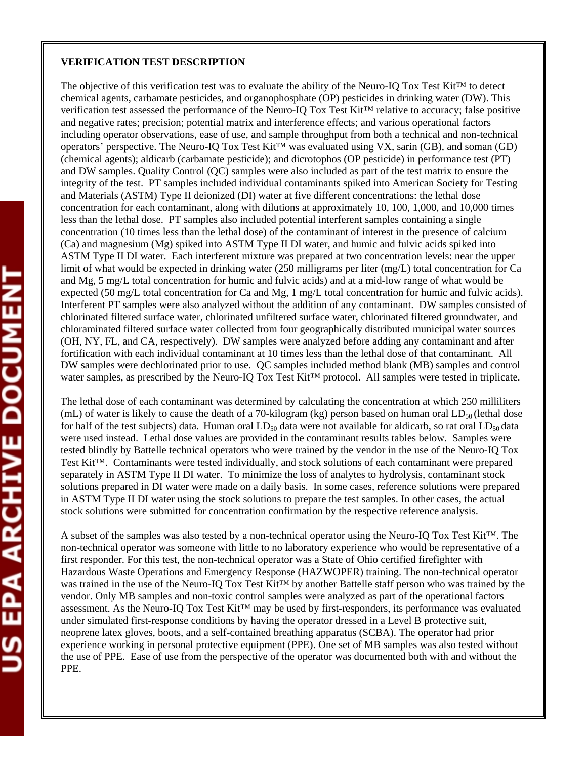**VERIFICATION TEST DESCRIPTION**

The objective of this verification test was to evaluate the ability of the Neuro-IQ Tox Test Kit™ to detect chemical agents, carbamate pesticides, and organophosphate (OP) pesticides in drinking water (DW). This verification test assessed the performance of the Neuro-IQ Tox Test Kit™ relative to accuracy; false positive and negative rates; precision; potential matrix and interference effects; and various operational factors including operator observations, ease of use, and sample throughput from both a technical and non-technical operators' perspective. The Neuro-IQ Tox Test Kit™ was evaluated using VX, sarin (GB), and soman (GD) (chemical agents); aldicarb (carbamate pesticide); and dicrotophos (OP pesticide) in performance test (PT) and DW samples. Quality Control (QC) samples were also included as part of the test matrix to ensure the integrity of the test. PT samples included individual contaminants spiked into American Society for Testing and Materials (ASTM) Type II deionized (DI) water at five different concentrations: the lethal dose concentration for each contaminant, along with dilutions at approximately 10, 100, 1,000, and 10,000 times less than the lethal dose. PT samples also included potential interferent samples containing a single concentration (10 times less than the lethal dose) of the contaminant of interest in the presence of calcium (Ca) and magnesium (Mg) spiked into ASTM Type II DI water, and humic and fulvic acids spiked into ASTM Type II DI water. Each interferent mixture was prepared at two concentration levels: near the upper limit of what would be expected in drinking water (250 milligrams per liter (mg/L) total concentration for Ca and Mg, 5 mg/L total concentration for humic and fulvic acids) and at a mid-low range of what would be expected (50 mg/L total concentration for Ca and Mg, 1 mg/L total concentration for humic and fulvic acids). Interferent PT samples were also analyzed without the addition of any contaminant. DW samples consisted of chlorinated filtered surface water, chlorinated unfiltered surface water, chlorinated filtered groundwater, and chloraminated filtered surface water collected from four geographically distributed municipal water sources (OH, NY, FL, and CA, respectively). DW samples were analyzed before adding any contaminant and after fortification with each individual contaminant at 10 times less than the lethal dose of that contaminant. All DW samples were dechlorinated prior to use. QC samples included method blank (MB) samples and control water samples, as prescribed by the Neuro-IQ Tox Test Kit™ protocol. All samples were tested in triplicate.

The lethal dose of each contaminant was determined by calculating the concentration at which 250 milliliters (mL) of water is likely to cause the death of a 70-kilogram (kg) person based on human oral $LD_{50}$ (lethal dose for half of the test subjects) data. Human oral $LD_{50}$ data were not available for aldicarb, so rat oral $LD_{50}$ data were used instead. Lethal dose values are provided in the contaminant results tables below. Samples were tested blindly by Battelle technical operators who were trained by the vendor in the use of the Neuro-IQ Tox Test Kit™. Contaminants were tested individually, and stock solutions of each contaminant were prepared separately in ASTM Type II DI water. To minimize the loss of analytes to hydrolysis, contaminant stock solutions prepared in DI water were made on a daily basis. In some cases, reference solutions were prepared in ASTM Type II DI water using the stock solutions to prepare the test samples. In other cases, the actual stock solutions were submitted for concentration confirmation by the respective reference analysis.

A subset of the samples was also tested by a non-technical operator using the Neuro-IQ Tox Test Kit™. The non-technical operator was someone with little to no laboratory experience who would be representative of a first responder. For this test, the non-technical operator was a State of Ohio certified firefighter with Hazardous Waste Operations and Emergency Response (HAZWOPER) training. The non-technical operator was trained in the use of the Neuro-IQ Tox Test Kit™ by another Battelle staff person who was trained by the vendor. Only MB samples and non-toxic control samples were analyzed as part of the operational factors assessment. As the Neuro-IQ Tox Test Kit™ may be used by first-responders, its performance was evaluated under simulated first-response conditions by having the operator dressed in a Level B protective suit, neoprene latex gloves, boots, and a self-contained breathing apparatus (SCBA). The operator had prior experience working in personal protective equipment (PPE). One set of MB samples was also tested without the use of PPE. Ease of use from the perspective of the operator was documented both with and without the PPE.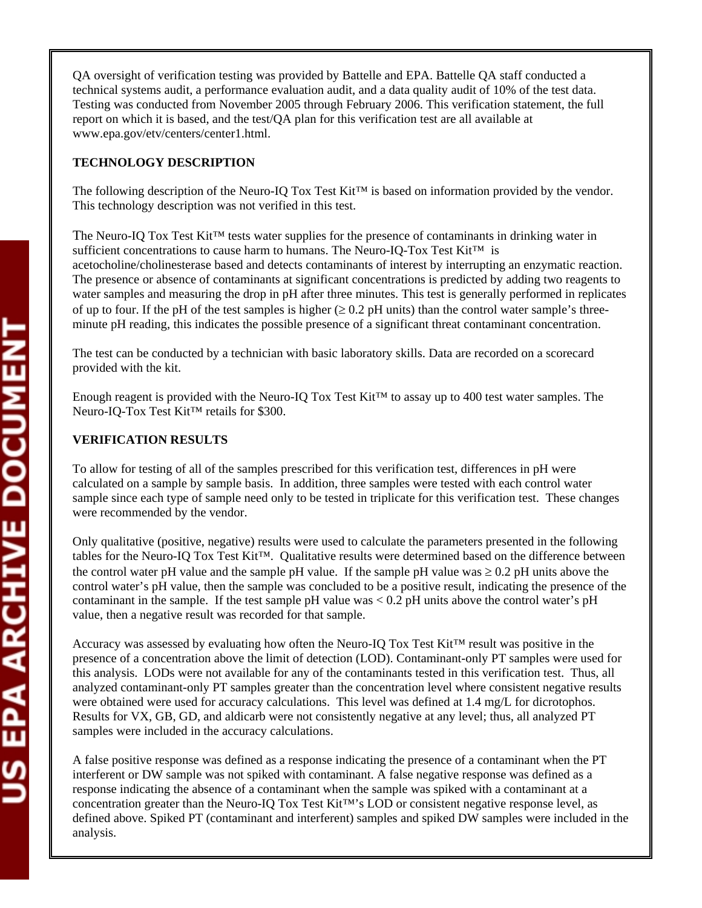QA oversight of verification testing was provided by Battelle and EPA. Battelle QA staff conducted a technical systems audit, a performance evaluation audit, and a data quality audit of 10% of the test data. Testing was conducted from November 2005 through February 2006. This verification statement, the full report on which it is based, and the test/QA plan for this verification test are all available at www.epa.gov/etv/centers/center1.html.

**TECHNOLOGY DESCRIPTION**

The following description of the Neuro-IQ Tox Test Kit™ is based on information provided by the vendor. This technology description was not verified in this test.

The Neuro-IQ Tox Test Kit™ tests water supplies for the presence of contaminants in drinking water in sufficient concentrations to cause harm to humans. The Neuro-IQ-Tox Test Kit™ is acetocholine/cholinesterase based and detects contaminants of interest by interrupting an enzymatic reaction. The presence or absence of contaminants at significant concentrations is predicted by adding two reagents to water samples and measuring the drop in pH after three minutes. This test is generally performed in replicates of up to four. If the pH of the test samples is higher ($\geq$ 0.2 pH units) than the control water sample's three-minute pH reading, this indicates the possible presence of a significant threat contaminant concentration.

The test can be conducted by a technician with basic laboratory skills. Data are recorded on a scorecard provided with the kit.

Enough reagent is provided with the Neuro-IQ Tox Test Kit™ to assay up to 400 test water samples. The Neuro-IQ-Tox Test Kit™ retails for $300.

**VERIFICATION RESULTS**

To allow for testing of all of the samples prescribed for this verification test, differences in pH were calculated on a sample by sample basis. In addition, three samples were tested with each control water sample since each type of sample need only to be tested in triplicate for this verification test. These changes were recommended by the vendor.

Only qualitative (positive, negative) results were used to calculate the parameters presented in the following tables for the Neuro-IQ Tox Test Kit™. Qualitative results were determined based on the difference between the control water pH value and the sample pH value. If the sample pH value was $\geq$ 0.2 pH units above the control water's pH value, then the sample was concluded to be a positive result, indicating the presence of the contaminant in the sample. If the test sample pH value was < 0.2 pH units above the control water's pH value, then a negative result was recorded for that sample.

Accuracy was assessed by evaluating how often the Neuro-IQ Tox Test Kit™ result was positive in the presence of a concentration above the limit of detection (LOD). Contaminant-only PT samples were used for this analysis. LODs were not available for any of the contaminants tested in this verification test. Thus, all analyzed contaminant-only PT samples greater than the concentration level where consistent negative results were obtained were used for accuracy calculations. This level was defined at 1.4 mg/L for dicrotophos. Results for VX, GB, GD, and aldicarb were not consistently negative at any level; thus, all analyzed PT samples were included in the accuracy calculations.

A false positive response was defined as a response indicating the presence of a contaminant when the PT interferent or DW sample was not spiked with contaminant. A false negative response was defined as a response indicating the absence of a contaminant when the sample was spiked with a contaminant at a concentration greater than the Neuro-IQ Tox Test Kit™'s LOD or consistent negative response level, as defined above. Spiked PT (contaminant and interferent) samples and spiked DW samples were included in the analysis.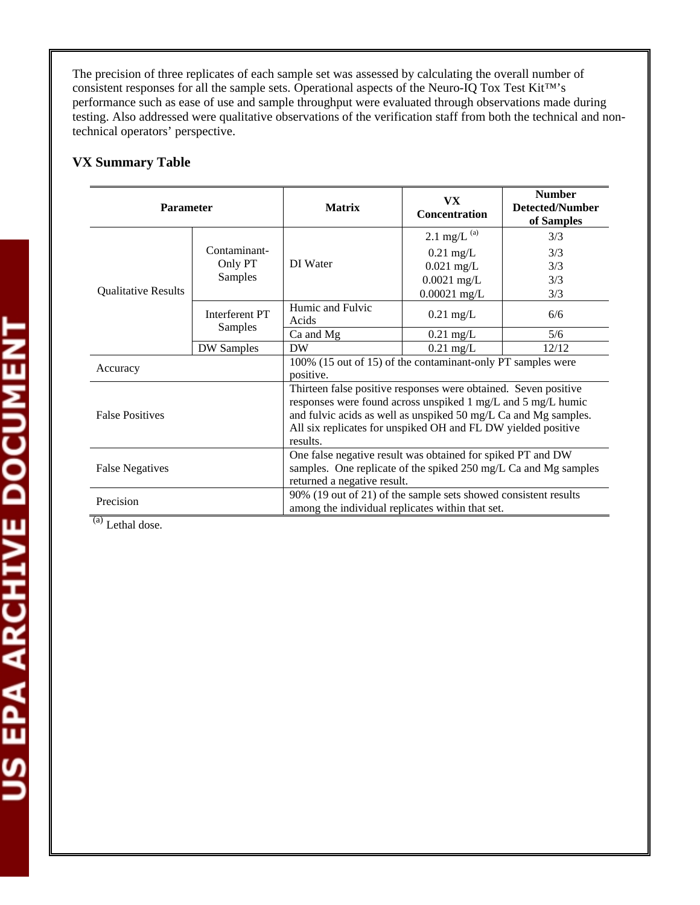The precision of three replicates of each sample set was assessed by calculating the overall number of consistent responses for all the sample sets. Operational aspects of the Neuro-IQ Tox Test Kit™'s performance such as ease of use and sample throughput were evaluated through observations made during testing. Also addressed were qualitative observations of the verification staff from both the technical and non-technical operators' perspective.

### VX Summary Table

| Parameter | | Matrix | VX Concentration | Number Detected/Number of Samples |
|---|---|---|---|---|
| Qualitative Results | Contaminant-Only PT Samples | DI Water | 2.1 mg/L [(a)] | 3/3 |
| | | | 0.21 mg/L | 3/3 |
| | | | 0.021 mg/L | 3/3 |
| | | | 0.0021 mg/L | 3/3 |
| | | | 0.00021 mg/L | 3/3 |
| | Interferent PT Samples | Humic and Fulvic Acids | 0.21 mg/L | 6/6 |
| | | Ca and Mg | 0.21 mg/L | 5/6 |
| | DW Samples | DW | 0.21 mg/L | 12/12 |
| Accuracy | | 100% (15 out of 15) of the contaminant-only PT samples were positive. | | |
| False Positives | | Thirteen false positive responses were obtained. Seven positive responses were found across unspiked 1 mg/L and 5 mg/L humic and fulvic acids as well as unspiked 50 mg/L Ca and Mg samples. All six replicates for unspiked OH and FL DW yielded positive results. | | |
| False Negatives | | One false negative result was obtained for spiked PT and DW samples. One replicate of the spiked 250 mg/L Ca and Mg samples returned a negative result. | | |
| Precision | | 90% (19 out of 21) of the sample sets showed consistent results among the individual replicates within that set. | | |

[(a)] Lethal dose.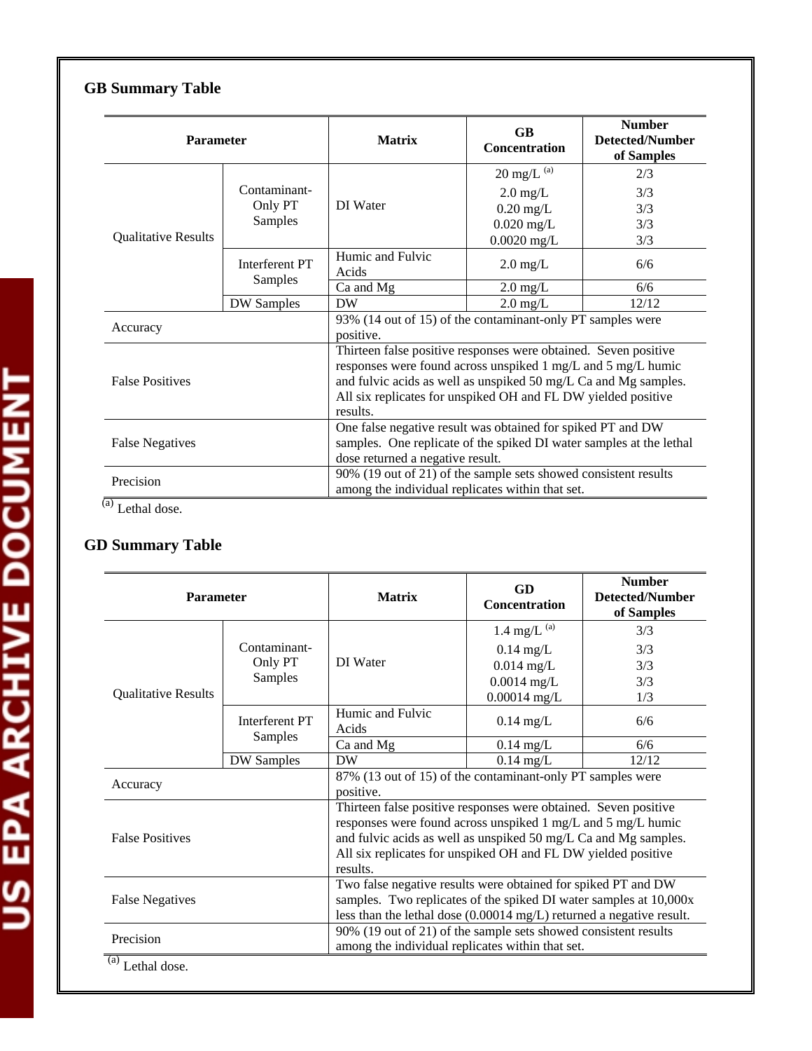## GB Summary Table

| Parameter | | Matrix | GB Concentration | Number Detected/Number of Samples |
|---|---|---|---|---|
| Qualitative Results | Contaminant-Only PT Samples | DI Water | 20 mg/L [a] | 2/3 |
| | | | 2.0 mg/L | 3/3 |
| | | | 0.20 mg/L | 3/3 |
| | | | 0.020 mg/L | 3/3 |
| | | | 0.0020 mg/L | 3/3 |
| | Interferent PT Samples | Humic and Fulvic Acids | 2.0 mg/L | 6/6 |
| | | Ca and Mg | 2.0 mg/L | 6/6 |
| | DW Samples | DW | 2.0 mg/L | 12/12 |
| Accuracy | | 93% (14 out of 15) of the contaminant-only PT samples were positive. | | |
| False Positives | | Thirteen false positive responses were obtained. Seven positive responses were found across unspiked 1 mg/L and 5 mg/L humic and fulvic acids as well as unspiked 50 mg/L Ca and Mg samples. All six replicates for unspiked OH and FL DW yielded positive results. | | |
| False Negatives | | One false negative result was obtained for spiked PT and DW samples. One replicate of the spiked DI water samples at the lethal dose returned a negative result. | | |
| Precision | | 90% (19 out of 21) of the sample sets showed consistent results among the individual replicates within that set. | | |

[a] Lethal dose.

## GD Summary Table

| Parameter | | Matrix | GD Concentration | Number Detected/Number of Samples |
|---|---|---|---|---|
| Qualitative Results | Contaminant-Only PT Samples | DI Water | 1.4 mg/L [a] | 3/3 |
| | | | 0.14 mg/L | 3/3 |
| | | | 0.014 mg/L | 3/3 |
| | | | 0.0014 mg/L | 3/3 |
| | | | 0.00014 mg/L | 1/3 |
| | Interferent PT Samples | Humic and Fulvic Acids | 0.14 mg/L | 6/6 |
| | | Ca and Mg | 0.14 mg/L | 6/6 |
| | DW Samples | DW | 0.14 mg/L | 12/12 |
| Accuracy | | 87% (13 out of 15) of the contaminant-only PT samples were positive. | | |
| False Positives | | Thirteen false positive responses were obtained. Seven positive responses were found across unspiked 1 mg/L and 5 mg/L humic and fulvic acids as well as unspiked 50 mg/L Ca and Mg samples. All six replicates for unspiked OH and FL DW yielded positive results. | | |
| False Negatives | | Two false negative results were obtained for spiked PT and DW samples. Two replicates of the spiked DI water samples at 10,000x less than the lethal dose (0.00014 mg/L) returned a negative result. | | |
| Precision | | 90% (19 out of 21) of the sample sets showed consistent results among the individual replicates within that set. | | |

[a] Lethal dose.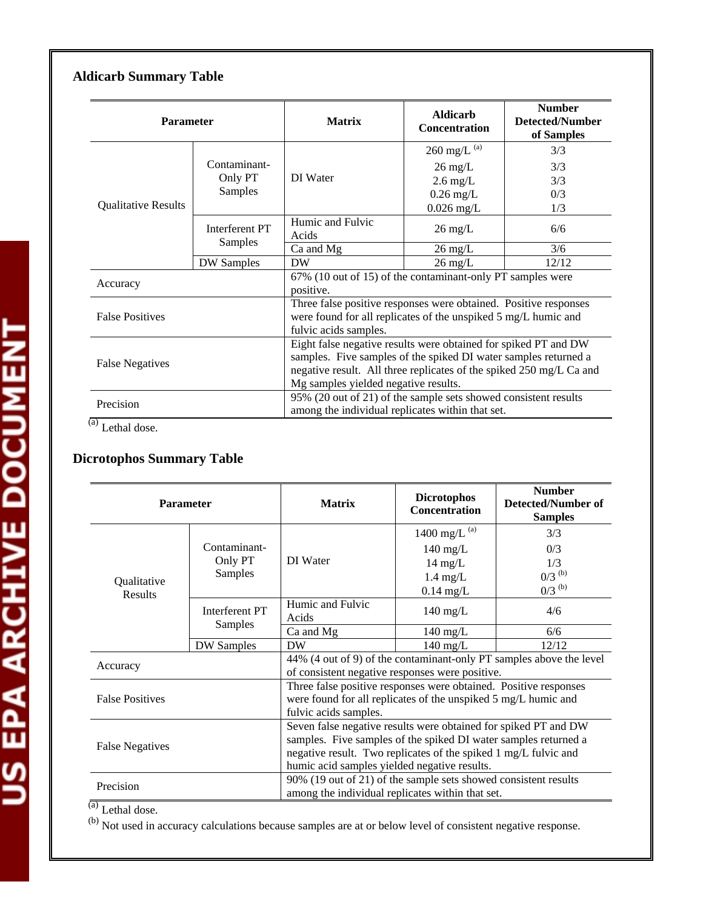### Aldicarb Summary Table

| Parameter | | Matrix | Aldicarb Concentration | Number Detected/Number of Samples |
|---|---|---|---|---|
| Qualitative Results | Contaminant-Only PT Samples | DI Water | 260 mg/L [(a)] | 3/3 |
| | | | 26 mg/L | 3/3 |
| | | | 2.6 mg/L | 3/3 |
| | | | 0.26 mg/L | 0/3 |
| | | | 0.026 mg/L | 1/3 |
| | Interferent PT Samples | Humic and Fulvic Acids | 26 mg/L | 6/6 |
| | | Ca and Mg | 26 mg/L | 3/6 |
| | DW Samples | DW | 26 mg/L | 12/12 |
| Accuracy | | 67% (10 out of 15) of the contaminant-only PT samples were positive. | | |
| False Positives | | Three false positive responses were obtained. Positive responses were found for all replicates of the unspiked 5 mg/L humic and fulvic acids samples. | | |
| False Negatives | | Eight false negative results were obtained for spiked PT and DW samples. Five samples of the spiked DI water samples returned a negative result. All three replicates of the spiked 250 mg/L Ca and Mg samples yielded negative results. | | |
| Precision | | 95% (20 out of 21) of the sample sets showed consistent results among the individual replicates within that set. | | |

(a) Lethal dose.

### Dicrotophos Summary Table

| Parameter | | Matrix | Dicrotophos Concentration | Number Detected/Number of Samples |
|---|---|---|---|---|
| Qualitative Results | Contaminant-Only PT Samples | DI Water | 1400 mg/L [(a)] | 3/3 |
| | | | 140 mg/L | 0/3 |
| | | | 14 mg/L | 1/3 |
| | | | 1.4 mg/L | 0/3 [(b)] |
| | | | 0.14 mg/L | 0/3 [(b)] |
| | Interferent PT Samples | Humic and Fulvic Acids | 140 mg/L | 4/6 |
| | | Ca and Mg | 140 mg/L | 6/6 |
| | DW Samples | DW | 140 mg/L | 12/12 |
| Accuracy | | 44% (4 out of 9) of the contaminant-only PT samples above the level of consistent negative responses were positive. | | |
| False Positives | | Three false positive responses were obtained. Positive responses were found for all replicates of the unspiked 5 mg/L humic and fulvic acids samples. | | |
| False Negatives | | Seven false negative results were obtained for spiked PT and DW samples. Five samples of the spiked DI water samples returned a negative result. Two replicates of the spiked 1 mg/L fulvic and humic acid samples yielded negative results. | | |
| Precision | | 90% (19 out of 21) of the sample sets showed consistent results among the individual replicates within that set. | | |

(a) Lethal dose.

(b) Not used in accuracy calculations because samples are at or below level of consistent negative response.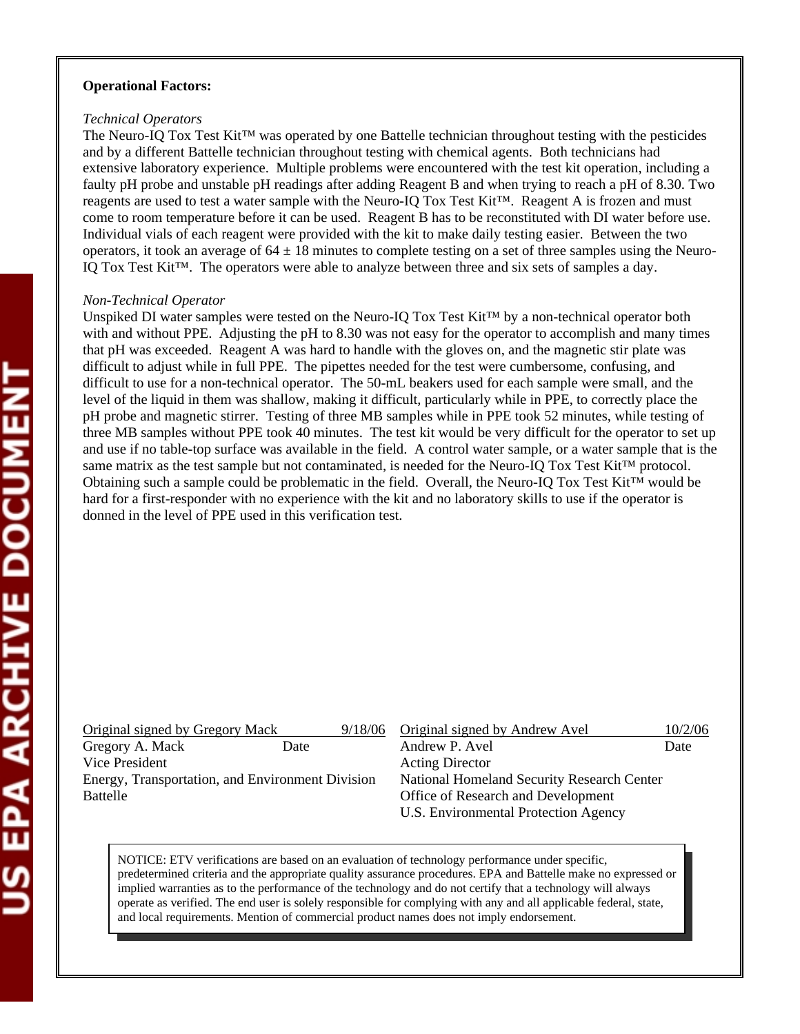**Operational Factors:**

*Technical Operators*

The Neuro-IQ Tox Test Kit™ was operated by one Battelle technician throughout testing with the pesticides and by a different Battelle technician throughout testing with chemical agents. Both technicians had extensive laboratory experience. Multiple problems were encountered with the test kit operation, including a faulty pH probe and unstable pH readings after adding Reagent B and when trying to reach a pH of 8.30. Two reagents are used to test a water sample with the Neuro-IQ Tox Test Kit™. Reagent A is frozen and must come to room temperature before it can be used. Reagent B has to be reconstituted with DI water before use. Individual vials of each reagent were provided with the kit to make daily testing easier. Between the two operators, it took an average of $64 \pm 18$ minutes to complete testing on a set of three samples using the Neuro-IQ Tox Test Kit™. The operators were able to analyze between three and six sets of samples a day.

*Non-Technical Operator*

Unspiked DI water samples were tested on the Neuro-IQ Tox Test Kit™ by a non-technical operator both with and without PPE. Adjusting the pH to 8.30 was not easy for the operator to accomplish and many times that pH was exceeded. Reagent A was hard to handle with the gloves on, and the magnetic stir plate was difficult to adjust while in full PPE. The pipettes needed for the test were cumbersome, confusing, and difficult to use for a non-technical operator. The 50-mL beakers used for each sample were small, and the level of the liquid in them was shallow, making it difficult, particularly while in PPE, to correctly place the pH probe and magnetic stirrer. Testing of three MB samples while in PPE took 52 minutes, while testing of three MB samples without PPE took 40 minutes. The test kit would be very difficult for the operator to set up and use if no table-top surface was available in the field. A control water sample, or a water sample that is the same matrix as the test sample but not contaminated, is needed for the Neuro-IQ Tox Test Kit™ protocol. Obtaining such a sample could be problematic in the field. Overall, the Neuro-IQ Tox Test Kit™ would be hard for a first-responder with no experience with the kit and no laboratory skills to use if the operator is donned in the level of PPE used in this verification test.

Original signed by Gregory Mack 9/18/06
Gregory A. Mack Date
Vice President
Energy, Transportation, and Environment Division
Battelle

Original signed by Andrew Avel 10/2/06
Andrew P. Avel Date
Acting Director
National Homeland Security Research Center
Office of Research and Development
U.S. Environmental Protection Agency

NOTICE: ETV verifications are based on an evaluation of technology performance under specific, predetermined criteria and the appropriate quality assurance procedures. EPA and Battelle make no expressed or implied warranties as to the performance of the technology and do not certify that a technology will always operate as verified. The end user is solely responsible for complying with any and all applicable federal, state, and local requirements. Mention of commercial product names does not imply endorsement.